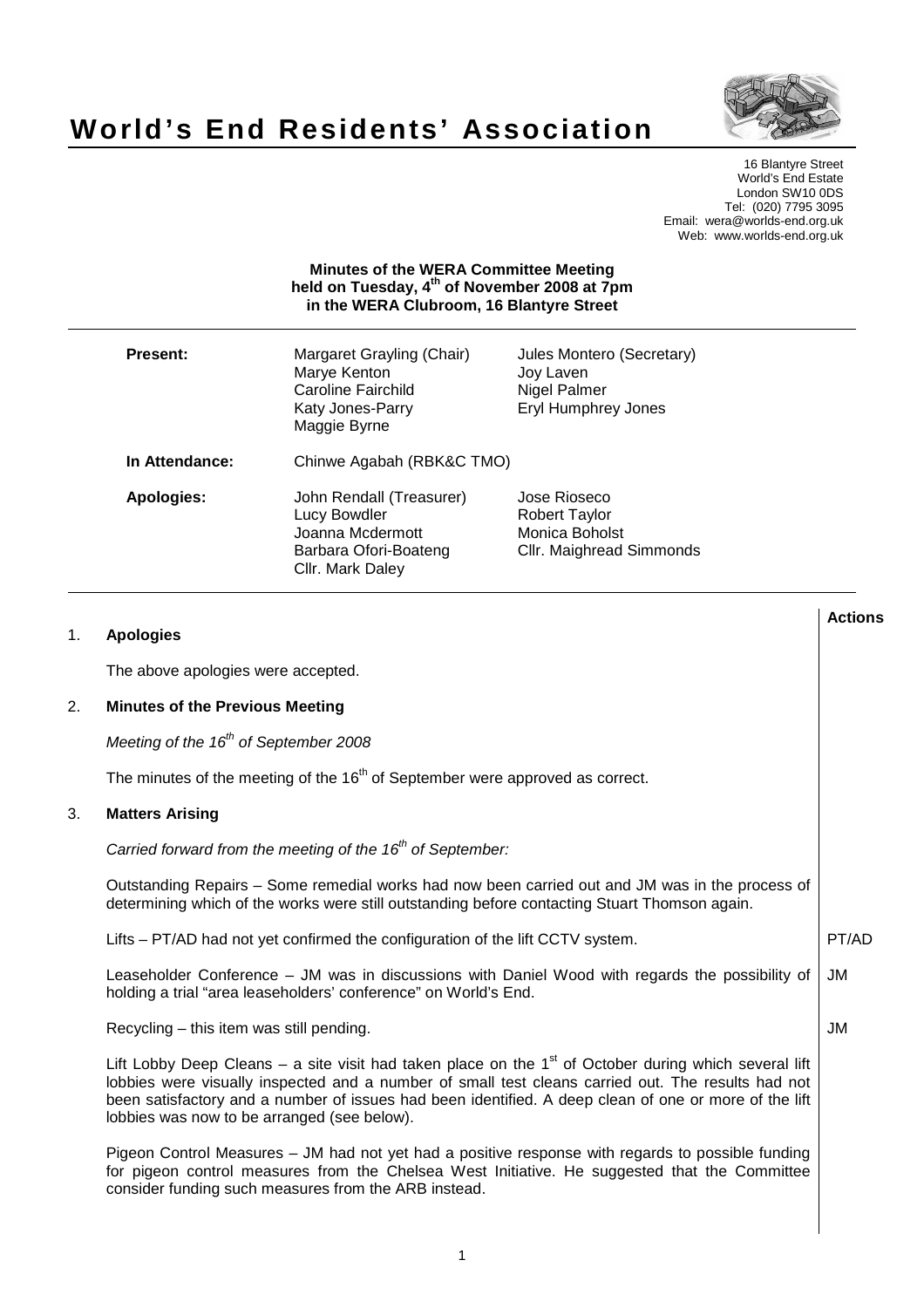# World's End Residents' Association

16 Blantyre Street
World's End Estate
London SW10 0DS
Tel: (020) 7795 3095
Email: wera@worlds-end.org.uk
Web: www.worlds-end.org.uk

**Minutes of the WERA Committee Meeting held on Tuesday, 4th of November 2008 at 7pm in the WERA Clubroom, 16 Blantyre Street**

| | | |
|---|---|---|
| **Present:** | Margaret Grayling (Chair) | Jules Montero (Secretary) |
| | Marye Kenton | Joy Laven |
| | Caroline Fairchild | Nigel Palmer |
| | Katy Jones-Parry | Eryl Humphrey Jones |
| | Maggie Byrne | |
| **In Attendance:** | Chinwe Agabah (RBK&C TMO) | |
| **Apologies:** | John Rendall (Treasurer) | Jose Rioseco |
| | Lucy Bowdler | Robert Taylor |
| | Joanna Mcdermott | Monica Boholst |
| | Barbara Ofori-Boateng | Cllr. Maighread Simmonds |
| | Cllr. Mark Daley | |

**Actions**

## 1. Apologies

The above apologies were accepted.

## 2. Minutes of the Previous Meeting

*Meeting of the 16th of September 2008*

The minutes of the meeting of the 16th of September were approved as correct.

## 3. Matters Arising

*Carried forward from the meeting of the 16th of September:*

Outstanding Repairs – Some remedial works had now been carried out and JM was in the process of determining which of the works were still outstanding before contacting Stuart Thomson again.

Lifts – PT/AD had not yet confirmed the configuration of the lift CCTV system. — **PT/AD**

Leaseholder Conference – JM was in discussions with Daniel Wood with regards the possibility of holding a trial "area leaseholders' conference" on World's End. — **JM**

Recycling – this item was still pending. — **JM**

Lift Lobby Deep Cleans – a site visit had taken place on the 1st of October during which several lift lobbies were visually inspected and a number of small test cleans carried out. The results had not been satisfactory and a number of issues had been identified. A deep clean of one or more of the lift lobbies was now to be arranged (see below).

Pigeon Control Measures – JM had not yet had a positive response with regards to possible funding for pigeon control measures from the Chelsea West Initiative. He suggested that the Committee consider funding such measures from the ARB instead.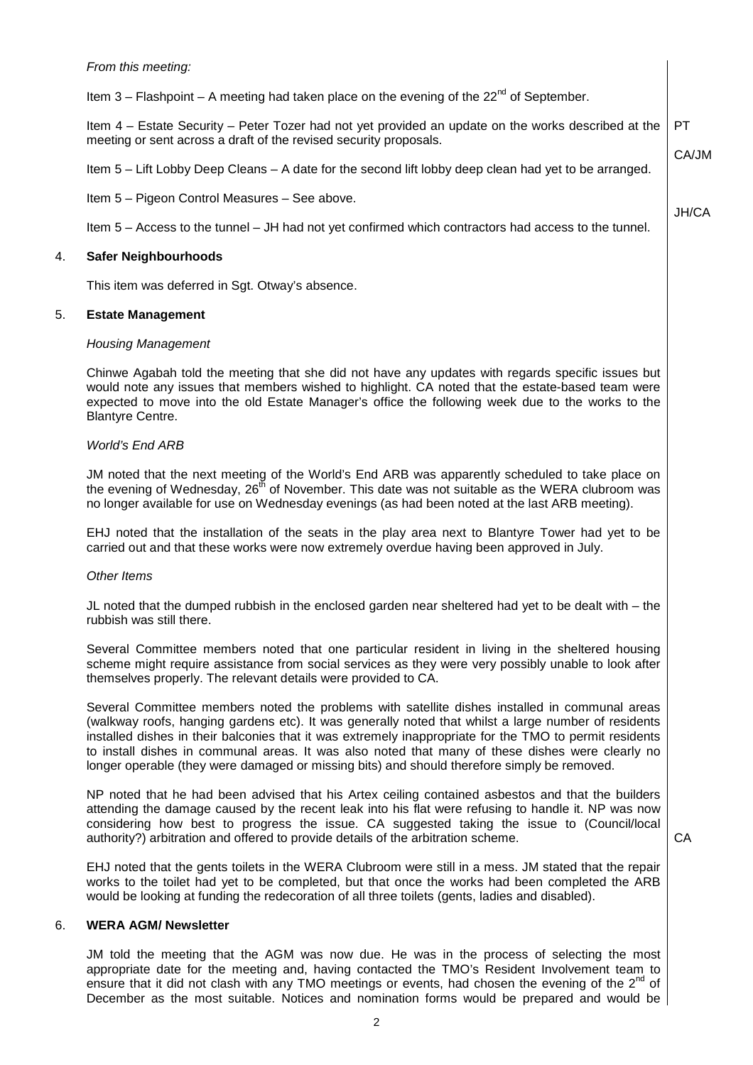*From this meeting:*

Item 3 – Flashpoint – A meeting had taken place on the evening of the 22nd of September.

Item 4 – Estate Security – Peter Tozer had not yet provided an update on the works described at the meeting or sent across a draft of the revised security proposals. **PT**

Item 5 – Lift Lobby Deep Cleans – A date for the second lift lobby deep clean had yet to be arranged. **CA/JM**

Item 5 – Pigeon Control Measures – See above.

Item 5 – Access to the tunnel – JH had not yet confirmed which contractors had access to the tunnel. **JH/CA**

## 4. Safer Neighbourhoods

This item was deferred in Sgt. Otway's absence.

## 5. Estate Management

*Housing Management*

Chinwe Agabah told the meeting that she did not have any updates with regards specific issues but would note any issues that members wished to highlight. CA noted that the estate-based team were expected to move into the old Estate Manager's office the following week due to the works to the Blantyre Centre.

*World's End ARB*

JM noted that the next meeting of the World's End ARB was apparently scheduled to take place on the evening of Wednesday, 26th of November. This date was not suitable as the WERA clubroom was no longer available for use on Wednesday evenings (as had been noted at the last ARB meeting).

EHJ noted that the installation of the seats in the play area next to Blantyre Tower had yet to be carried out and that these works were now extremely overdue having been approved in July.

*Other Items*

JL noted that the dumped rubbish in the enclosed garden near sheltered had yet to be dealt with – the rubbish was still there.

Several Committee members noted that one particular resident in living in the sheltered housing scheme might require assistance from social services as they were very possibly unable to look after themselves properly. The relevant details were provided to CA.

Several Committee members noted the problems with satellite dishes installed in communal areas (walkway roofs, hanging gardens etc). It was generally noted that whilst a large number of residents installed dishes in their balconies that it was extremely inappropriate for the TMO to permit residents to install dishes in communal areas. It was also noted that many of these dishes were clearly no longer operable (they were damaged or missing bits) and should therefore simply be removed.

NP noted that he had been advised that his Artex ceiling contained asbestos and that the builders attending the damage caused by the recent leak into his flat were refusing to handle it. NP was now considering how best to progress the issue. CA suggested taking the issue to (Council/local authority?) arbitration and offered to provide details of the arbitration scheme. **CA**

EHJ noted that the gents toilets in the WERA Clubroom were still in a mess. JM stated that the repair works to the toilet had yet to be completed, but that once the works had been completed the ARB would be looking at funding the redecoration of all three toilets (gents, ladies and disabled).

## 6. WERA AGM/ Newsletter

JM told the meeting that the AGM was now due. He was in the process of selecting the most appropriate date for the meeting and, having contacted the TMO's Resident Involvement team to ensure that it did not clash with any TMO meetings or events, had chosen the evening of the 2nd of December as the most suitable. Notices and nomination forms would be prepared and would be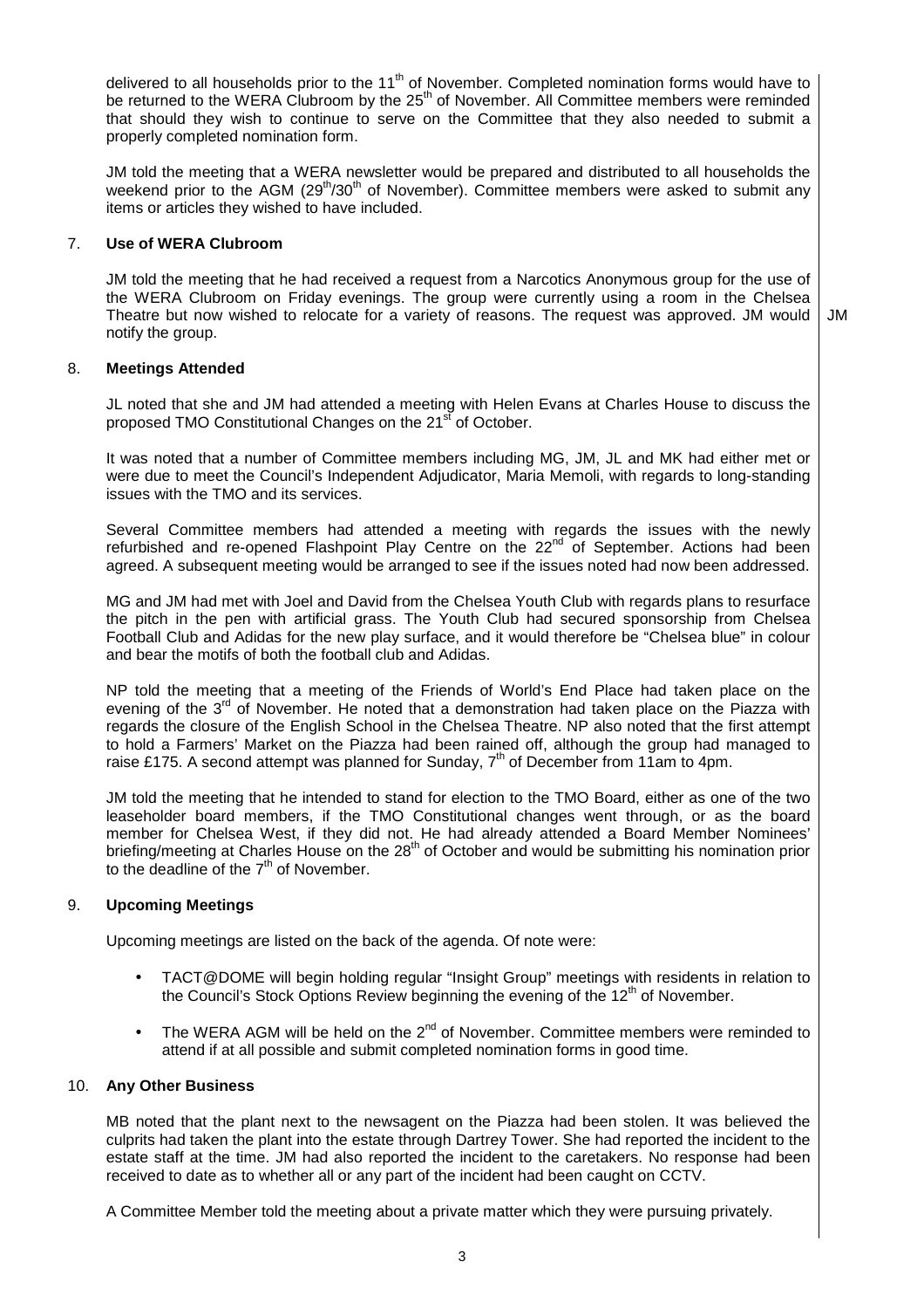delivered to all households prior to the 11th of November. Completed nomination forms would have to be returned to the WERA Clubroom by the 25th of November. All Committee members were reminded that should they wish to continue to serve on the Committee that they also needed to submit a properly completed nomination form.

JM told the meeting that a WERA newsletter would be prepared and distributed to all households the weekend prior to the AGM (29th/30th of November). Committee members were asked to submit any items or articles they wished to have included.

## 7. **Use of WERA Clubroom**

JM told the meeting that he had received a request from a Narcotics Anonymous group for the use of the WERA Clubroom on Friday evenings. The group were currently using a room in the Chelsea Theatre but now wished to relocate for a variety of reasons. The request was approved. JM would notify the group. **JM**

## 8. **Meetings Attended**

JL noted that she and JM had attended a meeting with Helen Evans at Charles House to discuss the proposed TMO Constitutional Changes on the 21st of October.

It was noted that a number of Committee members including MG, JM, JL and MK had either met or were due to meet the Council's Independent Adjudicator, Maria Memoli, with regards to long-standing issues with the TMO and its services.

Several Committee members had attended a meeting with regards the issues with the newly refurbished and re-opened Flashpoint Play Centre on the 22nd of September. Actions had been agreed. A subsequent meeting would be arranged to see if the issues noted had now been addressed.

MG and JM had met with Joel and David from the Chelsea Youth Club with regards plans to resurface the pitch in the pen with artificial grass. The Youth Club had secured sponsorship from Chelsea Football Club and Adidas for the new play surface, and it would therefore be "Chelsea blue" in colour and bear the motifs of both the football club and Adidas.

NP told the meeting that a meeting of the Friends of World's End Place had taken place on the evening of the 3rd of November. He noted that a demonstration had taken place on the Piazza with regards the closure of the English School in the Chelsea Theatre. NP also noted that the first attempt to hold a Farmers' Market on the Piazza had been rained off, although the group had managed to raise £175. A second attempt was planned for Sunday, 7th of December from 11am to 4pm.

JM told the meeting that he intended to stand for election to the TMO Board, either as one of the two leaseholder board members, if the TMO Constitutional changes went through, or as the board member for Chelsea West, if they did not. He had already attended a Board Member Nominees' briefing/meeting at Charles House on the 28th of October and would be submitting his nomination prior to the deadline of the 7th of November.

## 9. **Upcoming Meetings**

Upcoming meetings are listed on the back of the agenda. Of note were:

- TACT@DOME will begin holding regular "Insight Group" meetings with residents in relation to the Council's Stock Options Review beginning the evening of the 12th of November.
- The WERA AGM will be held on the 2nd of November. Committee members were reminded to attend if at all possible and submit completed nomination forms in good time.

## 10. **Any Other Business**

MB noted that the plant next to the newsagent on the Piazza had been stolen. It was believed the culprits had taken the plant into the estate through Dartrey Tower. She had reported the incident to the estate staff at the time. JM had also reported the incident to the caretakers. No response had been received to date as to whether all or any part of the incident had been caught on CCTV.

A Committee Member told the meeting about a private matter which they were pursuing privately.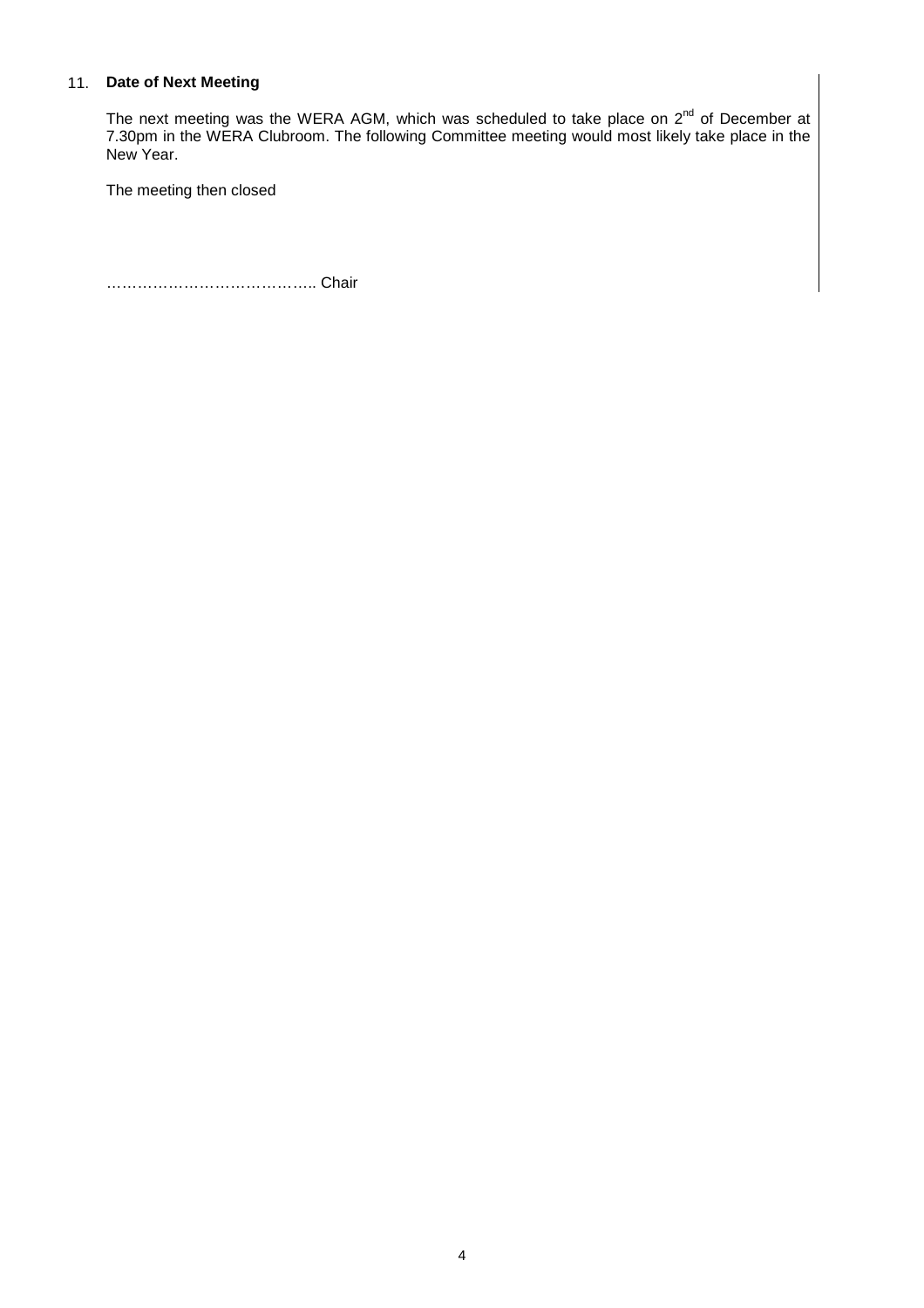## 11. Date of Next Meeting

The next meeting was the WERA AGM, which was scheduled to take place on 2nd of December at 7.30pm in the WERA Clubroom. The following Committee meeting would most likely take place in the New Year.

The meeting then closed

………………………………….. Chair